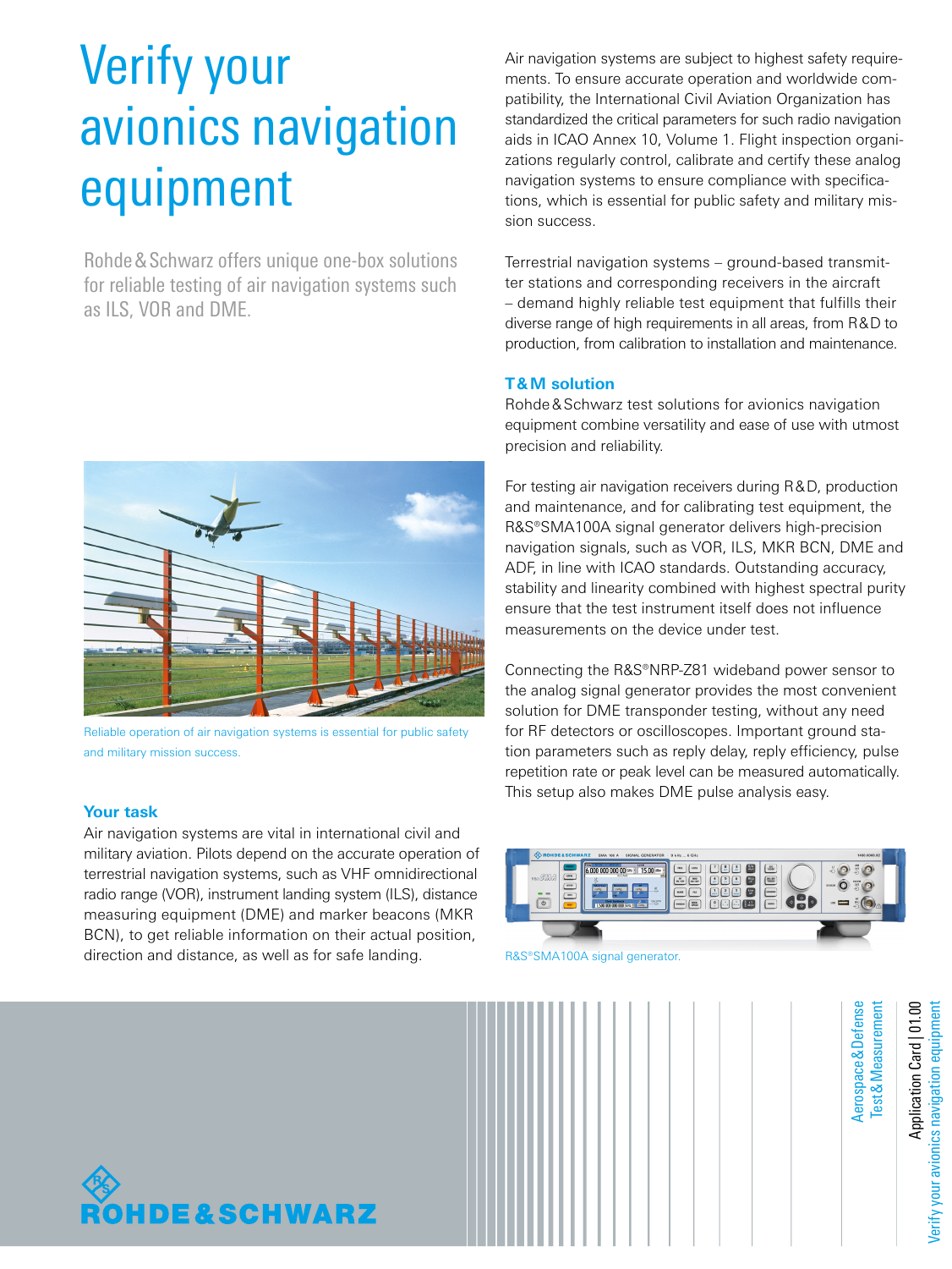# Verify your avionics navigation equipment

Rohde & Schwarz offers unique one-box solutions for reliable testing of air navigation systems such as ILS, VOR and DME.

Reliable operation of air navigation systems is essential for public safety and military mission success.

## Your task

Air navigation systems are vital in international civil and military aviation. Pilots depend on the accurate operation of terrestrial navigation systems, such as VHF omnidirectional radio range (VOR), instrument landing system (ILS), distance measuring equipment (DME) and marker beacons (MKR BCN), to get reliable information on their actual position, direction and distance, as well as for safe landing.

Air navigation systems are subject to highest safety requirements. To ensure accurate operation and worldwide compatibility, the International Civil Aviation Organization has standardized the critical parameters for such radio navigation aids in ICAO Annex 10, Volume 1. Flight inspection organizations regularly control, calibrate and certify these analog navigation systems to ensure compliance with specifications, which is essential for public safety and military mission success.

Terrestrial navigation systems – ground-based transmitter stations and corresponding receivers in the aircraft – demand highly reliable test equipment that fulfills their diverse range of high requirements in all areas, from R&D to production, from calibration to installation and maintenance.

## T&M solution

Rohde & Schwarz test solutions for avionics navigation equipment combine versatility and ease of use with utmost precision and reliability.

For testing air navigation receivers during R&D, production and maintenance, and for calibrating test equipment, the R&S®SMA100A signal generator delivers high-precision navigation signals, such as VOR, ILS, MKR BCN, DME and ADF, in line with ICAO standards. Outstanding accuracy, stability and linearity combined with highest spectral purity ensure that the test instrument itself does not influence measurements on the device under test.

Connecting the R&S®NRP-Z81 wideband power sensor to the analog signal generator provides the most convenient solution for DME transponder testing, without any need for RF detectors or oscilloscopes. Important ground station parameters such as reply delay, reply efficiency, pulse repetition rate or peak level can be measured automatically. This setup also makes DME pulse analysis easy.

R&S®SMA100A signal generator.

Aerospace & Defense
Test & Measurement

Application Card | 01.00
Verify your avionics navigation equipment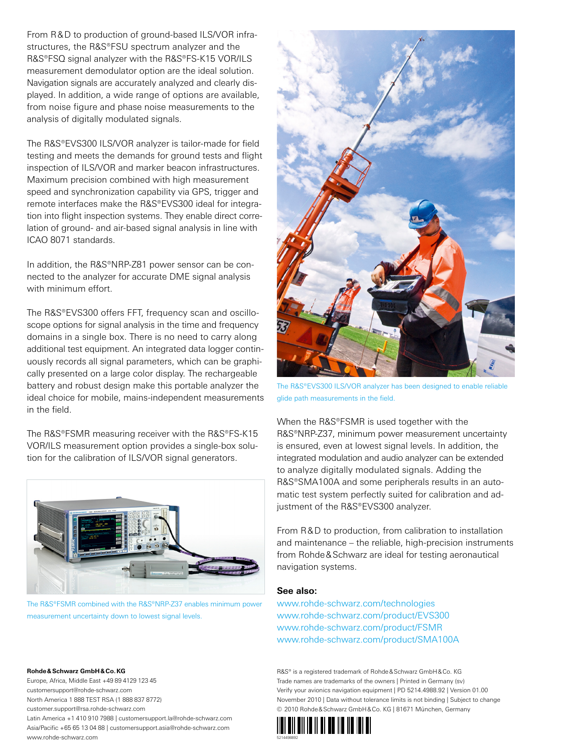From R&D to production of ground-based ILS/VOR infrastructures, the R&S®FSU spectrum analyzer and the R&S®FSQ signal analyzer with the R&S®FS-K15 VOR/ILS measurement demodulator option are the ideal solution. Navigation signals are accurately analyzed and clearly displayed. In addition, a wide range of options are available, from noise figure and phase noise measurements to the analysis of digitally modulated signals.

The R&S®EVS300 ILS/VOR analyzer is tailor-made for field testing and meets the demands for ground tests and flight inspection of ILS/VOR and marker beacon infrastructures. Maximum precision combined with high measurement speed and synchronization capability via GPS, trigger and remote interfaces make the R&S®EVS300 ideal for integration into flight inspection systems. They enable direct correlation of ground- and air-based signal analysis in line with ICAO 8071 standards.

In addition, the R&S®NRP-Z81 power sensor can be connected to the analyzer for accurate DME signal analysis with minimum effort.

The R&S®EVS300 offers FFT, frequency scan and oscilloscope options for signal analysis in the time and frequency domains in a single box. There is no need to carry along additional test equipment. An integrated data logger continuously records all signal parameters, which can be graphically presented on a large color display. The rechargeable battery and robust design make this portable analyzer the ideal choice for mobile, mains-independent measurements in the field.

The R&S®FSMR measuring receiver with the R&S®FS-K15 VOR/ILS measurement option provides a single-box solution for the calibration of ILS/VOR signal generators.

The R&S®FSMR combined with the R&S®NRP-Z37 enables minimum power measurement uncertainty down to lowest signal levels.

The R&S®EVS300 ILS/VOR analyzer has been designed to enable reliable glide path measurements in the field.

When the R&S®FSMR is used together with the R&S®NRP-Z37, minimum power measurement uncertainty is ensured, even at lowest signal levels. In addition, the integrated modulation and audio analyzer can be extended to analyze digitally modulated signals. Adding the R&S®SMA100A and some peripherals results in an automatic test system perfectly suited for calibration and adjustment of the R&S®EVS300 analyzer.

From R&D to production, from calibration to installation and maintenance – the reliable, high-precision instruments from Rohde&Schwarz are ideal for testing aeronautical navigation systems.

**See also:**

www.rohde-schwarz.com/technologies
www.rohde-schwarz.com/product/EVS300
www.rohde-schwarz.com/product/FSMR
www.rohde-schwarz.com/product/SMA100A

**Rohde&Schwarz GmbH&Co. KG**
Europe, Africa, Middle East +49 89 4129 123 45
customersupport@rohde-schwarz.com
North America 1 888 TEST RSA (1 888 837 8772)
customer.support@rsa.rohde-schwarz.com
Latin America +1 410 910 7988 | customersupport.la@rohde-schwarz.com
Asia/Pacific +65 65 13 04 88 | customersupport.asia@rohde-schwarz.com
www.rohde-schwarz.com

R&S® is a registered trademark of Rohde&Schwarz GmbH&Co. KG
Trade names are trademarks of the owners | Printed in Germany (sv)
Verify your avionics navigation equipment | PD 5214.4988.92 | Version 01.00
November 2010 | Data without tolerance limits is not binding | Subject to change
© 2010 Rohde&Schwarz GmbH&Co. KG | 81671 München, Germany

5214498892